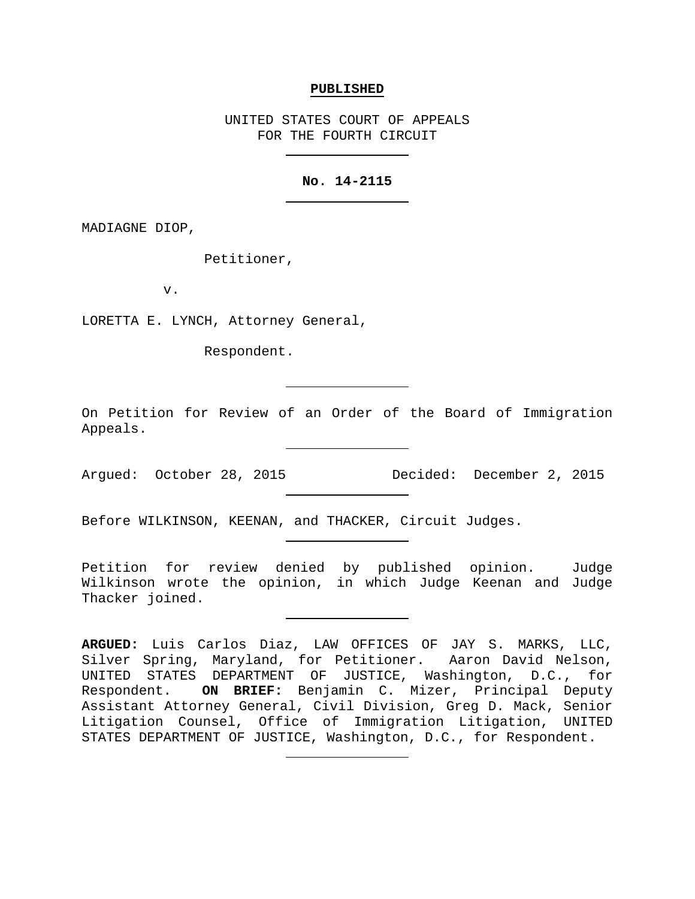**PUBLISHED**

UNITED STATES COURT OF APPEALS
FOR THE FOURTH CIRCUIT

---

**No. 14-2115**

---

MADIAGNE DIOP,

Petitioner,

v.

LORETTA E. LYNCH, Attorney General,

Respondent.

---

On Petition for Review of an Order of the Board of Immigration Appeals.

---

Argued: October 28, 2015 Decided: December 2, 2015

---

Before WILKINSON, KEENAN, and THACKER, Circuit Judges.

---

Petition for review denied by published opinion. Judge Wilkinson wrote the opinion, in which Judge Keenan and Judge Thacker joined.

---

**ARGUED:** Luis Carlos Diaz, LAW OFFICES OF JAY S. MARKS, LLC, Silver Spring, Maryland, for Petitioner. Aaron David Nelson, UNITED STATES DEPARTMENT OF JUSTICE, Washington, D.C., for Respondent. **ON BRIEF:** Benjamin C. Mizer, Principal Deputy Assistant Attorney General, Civil Division, Greg D. Mack, Senior Litigation Counsel, Office of Immigration Litigation, UNITED STATES DEPARTMENT OF JUSTICE, Washington, D.C., for Respondent.

---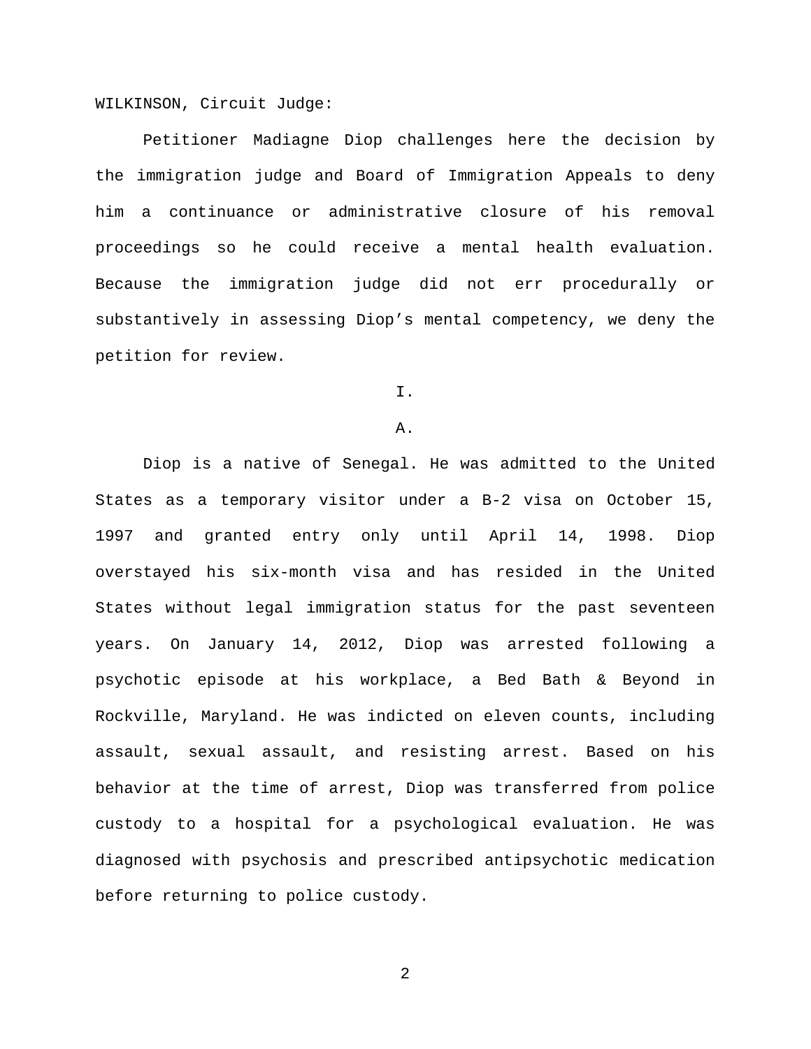WILKINSON, Circuit Judge:

Petitioner Madiagne Diop challenges here the decision by the immigration judge and Board of Immigration Appeals to deny him a continuance or administrative closure of his removal proceedings so he could receive a mental health evaluation. Because the immigration judge did not err procedurally or substantively in assessing Diop's mental competency, we deny the petition for review.

## I.

### A.

Diop is a native of Senegal. He was admitted to the United States as a temporary visitor under a B-2 visa on October 15, 1997 and granted entry only until April 14, 1998. Diop overstayed his six-month visa and has resided in the United States without legal immigration status for the past seventeen years. On January 14, 2012, Diop was arrested following a psychotic episode at his workplace, a Bed Bath & Beyond in Rockville, Maryland. He was indicted on eleven counts, including assault, sexual assault, and resisting arrest. Based on his behavior at the time of arrest, Diop was transferred from police custody to a hospital for a psychological evaluation. He was diagnosed with psychosis and prescribed antipsychotic medication before returning to police custody.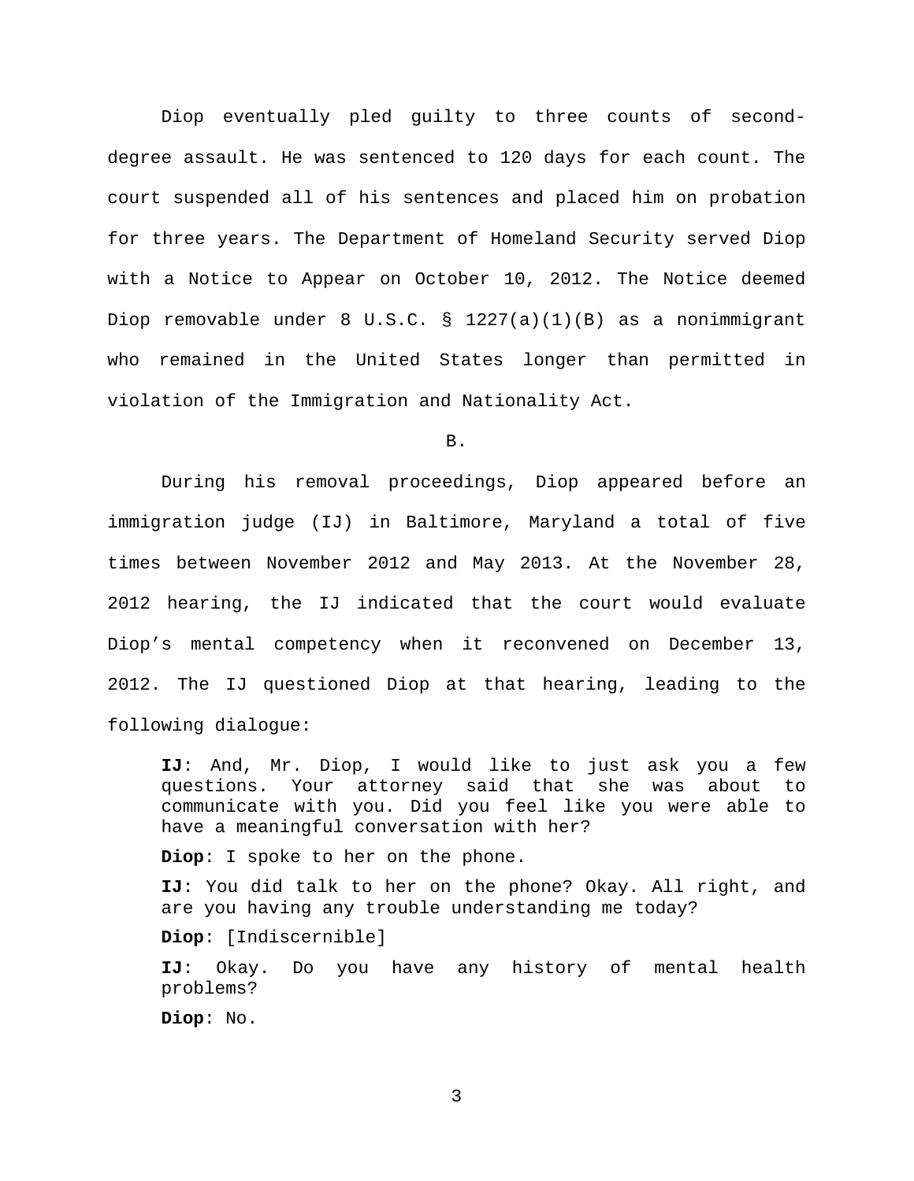Diop eventually pled guilty to three counts of second-degree assault. He was sentenced to 120 days for each count. The court suspended all of his sentences and placed him on probation for three years. The Department of Homeland Security served Diop with a Notice to Appear on October 10, 2012. The Notice deemed Diop removable under 8 U.S.C. § 1227(a)(1)(B) as a nonimmigrant who remained in the United States longer than permitted in violation of the Immigration and Nationality Act.

B.

During his removal proceedings, Diop appeared before an immigration judge (IJ) in Baltimore, Maryland a total of five times between November 2012 and May 2013. At the November 28, 2012 hearing, the IJ indicated that the court would evaluate Diop's mental competency when it reconvened on December 13, 2012. The IJ questioned Diop at that hearing, leading to the following dialogue:

> **IJ**: And, Mr. Diop, I would like to just ask you a few questions. Your attorney said that she was about to communicate with you. Did you feel like you were able to have a meaningful conversation with her?
>
> **Diop**: I spoke to her on the phone.
>
> **IJ**: You did talk to her on the phone? Okay. All right, and are you having any trouble understanding me today?
>
> **Diop**: [Indiscernible]
>
> **IJ**: Okay. Do you have any history of mental health problems?
>
> **Diop**: No.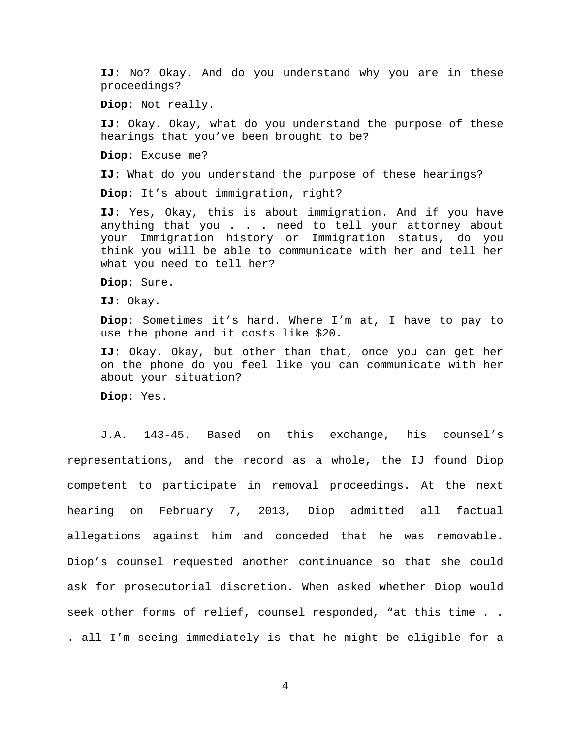> **IJ**: No? Okay. And do you understand why you are in these proceedings?
>
> **Diop**: Not really.
>
> **IJ**: Okay. Okay, what do you understand the purpose of these hearings that you've been brought to be?
>
> **Diop**: Excuse me?
>
> **IJ**: What do you understand the purpose of these hearings?
>
> **Diop**: It's about immigration, right?
>
> **IJ**: Yes, Okay, this is about immigration. And if you have anything that you . . . need to tell your attorney about your Immigration history or Immigration status, do you think you will be able to communicate with her and tell her what you need to tell her?
>
> **Diop**: Sure.
>
> **IJ**: Okay.
>
> **Diop**: Sometimes it's hard. Where I'm at, I have to pay to use the phone and it costs like $20.
>
> **IJ**: Okay. Okay, but other than that, once you can get her on the phone do you feel like you can communicate with her about your situation?
>
> **Diop**: Yes.

J.A. 143-45. Based on this exchange, his counsel's representations, and the record as a whole, the IJ found Diop competent to participate in removal proceedings. At the next hearing on February 7, 2013, Diop admitted all factual allegations against him and conceded that he was removable. Diop's counsel requested another continuance so that she could ask for prosecutorial discretion. When asked whether Diop would seek other forms of relief, counsel responded, "at this time . . . all I'm seeing immediately is that he might be eligible for a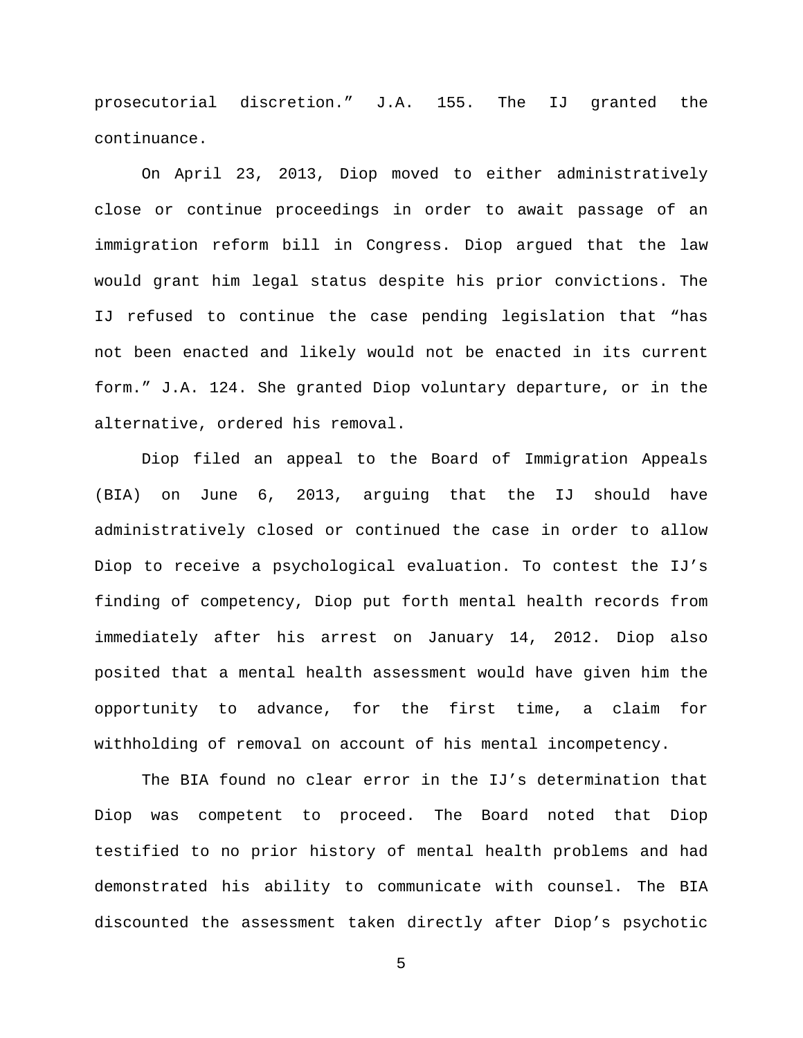prosecutorial discretion." J.A. 155. The IJ granted the continuance.

On April 23, 2013, Diop moved to either administratively close or continue proceedings in order to await passage of an immigration reform bill in Congress. Diop argued that the law would grant him legal status despite his prior convictions. The IJ refused to continue the case pending legislation that "has not been enacted and likely would not be enacted in its current form." J.A. 124. She granted Diop voluntary departure, or in the alternative, ordered his removal.

Diop filed an appeal to the Board of Immigration Appeals (BIA) on June 6, 2013, arguing that the IJ should have administratively closed or continued the case in order to allow Diop to receive a psychological evaluation. To contest the IJ's finding of competency, Diop put forth mental health records from immediately after his arrest on January 14, 2012. Diop also posited that a mental health assessment would have given him the opportunity to advance, for the first time, a claim for withholding of removal on account of his mental incompetency.

The BIA found no clear error in the IJ's determination that Diop was competent to proceed. The Board noted that Diop testified to no prior history of mental health problems and had demonstrated his ability to communicate with counsel. The BIA discounted the assessment taken directly after Diop's psychotic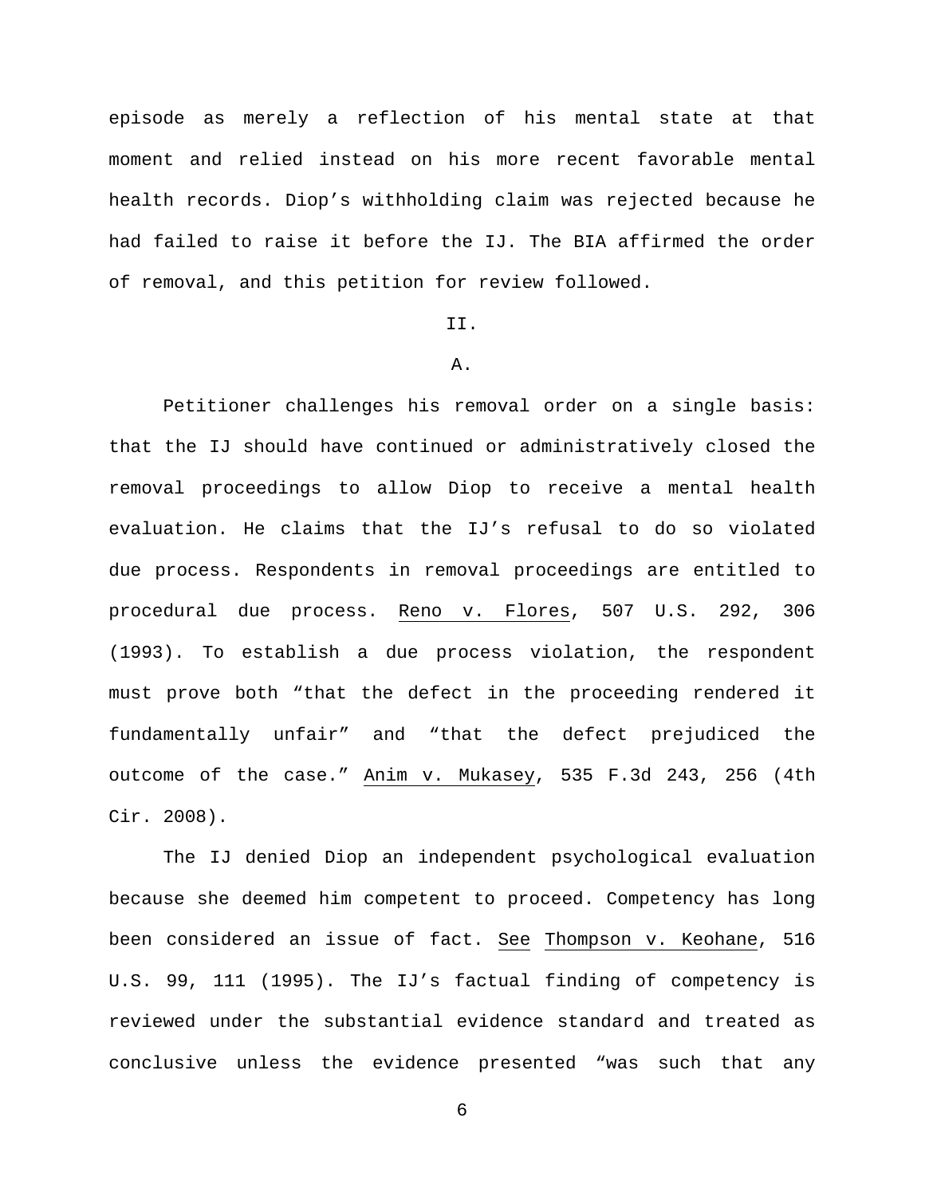episode as merely a reflection of his mental state at that moment and relied instead on his more recent favorable mental health records. Diop's withholding claim was rejected because he had failed to raise it before the IJ. The BIA affirmed the order of removal, and this petition for review followed.

## II.

### A.

Petitioner challenges his removal order on a single basis: that the IJ should have continued or administratively closed the removal proceedings to allow Diop to receive a mental health evaluation. He claims that the IJ's refusal to do so violated due process. Respondents in removal proceedings are entitled to procedural due process. Reno v. Flores, 507 U.S. 292, 306 (1993). To establish a due process violation, the respondent must prove both "that the defect in the proceeding rendered it fundamentally unfair" and "that the defect prejudiced the outcome of the case." Anim v. Mukasey, 535 F.3d 243, 256 (4th Cir. 2008).

The IJ denied Diop an independent psychological evaluation because she deemed him competent to proceed. Competency has long been considered an issue of fact. See Thompson v. Keohane, 516 U.S. 99, 111 (1995). The IJ's factual finding of competency is reviewed under the substantial evidence standard and treated as conclusive unless the evidence presented "was such that any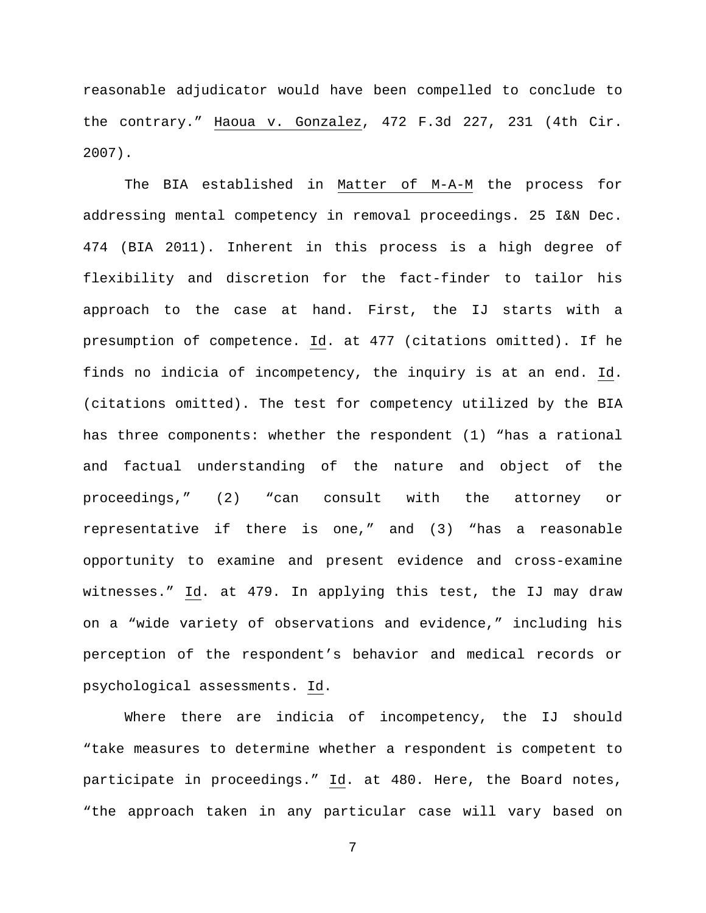reasonable adjudicator would have been compelled to conclude to the contrary." Haoua v. Gonzalez, 472 F.3d 227, 231 (4th Cir. 2007).

The BIA established in Matter of M-A-M the process for addressing mental competency in removal proceedings. 25 I&N Dec. 474 (BIA 2011). Inherent in this process is a high degree of flexibility and discretion for the fact-finder to tailor his approach to the case at hand. First, the IJ starts with a presumption of competence. Id. at 477 (citations omitted). If he finds no indicia of incompetency, the inquiry is at an end. Id. (citations omitted). The test for competency utilized by the BIA has three components: whether the respondent (1) "has a rational and factual understanding of the nature and object of the proceedings," (2) "can consult with the attorney or representative if there is one," and (3) "has a reasonable opportunity to examine and present evidence and cross-examine witnesses." Id. at 479. In applying this test, the IJ may draw on a "wide variety of observations and evidence," including his perception of the respondent's behavior and medical records or psychological assessments. Id.

Where there are indicia of incompetency, the IJ should "take measures to determine whether a respondent is competent to participate in proceedings." Id. at 480. Here, the Board notes, "the approach taken in any particular case will vary based on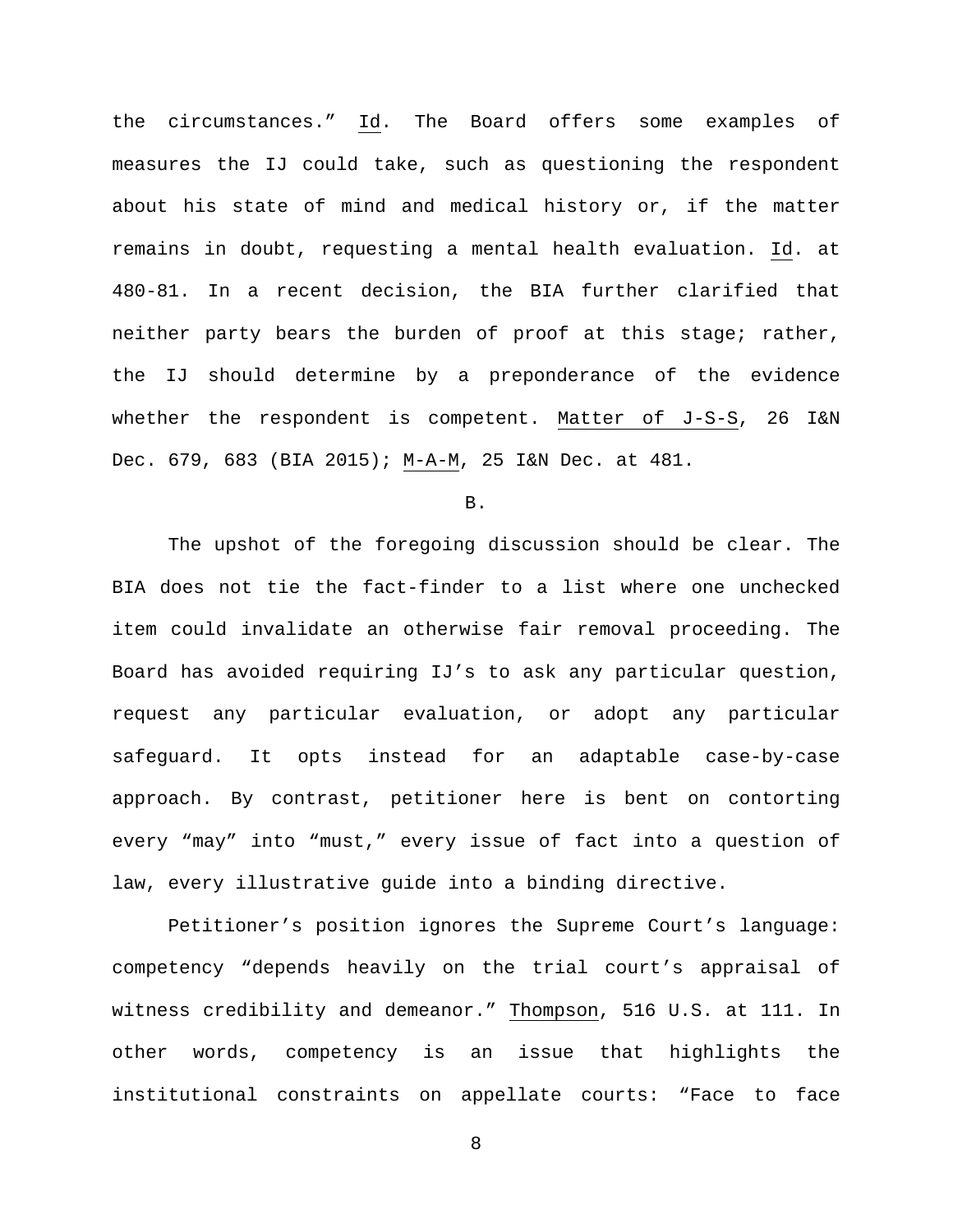the circumstances." Id. The Board offers some examples of measures the IJ could take, such as questioning the respondent about his state of mind and medical history or, if the matter remains in doubt, requesting a mental health evaluation. Id. at 480-81. In a recent decision, the BIA further clarified that neither party bears the burden of proof at this stage; rather, the IJ should determine by a preponderance of the evidence whether the respondent is competent. Matter of J-S-S, 26 I&N Dec. 679, 683 (BIA 2015); M-A-M, 25 I&N Dec. at 481.

B.

The upshot of the foregoing discussion should be clear. The BIA does not tie the fact-finder to a list where one unchecked item could invalidate an otherwise fair removal proceeding. The Board has avoided requiring IJ's to ask any particular question, request any particular evaluation, or adopt any particular safeguard. It opts instead for an adaptable case-by-case approach. By contrast, petitioner here is bent on contorting every "may" into "must," every issue of fact into a question of law, every illustrative guide into a binding directive.

Petitioner's position ignores the Supreme Court's language: competency "depends heavily on the trial court's appraisal of witness credibility and demeanor." Thompson, 516 U.S. at 111. In other words, competency is an issue that highlights the institutional constraints on appellate courts: "Face to face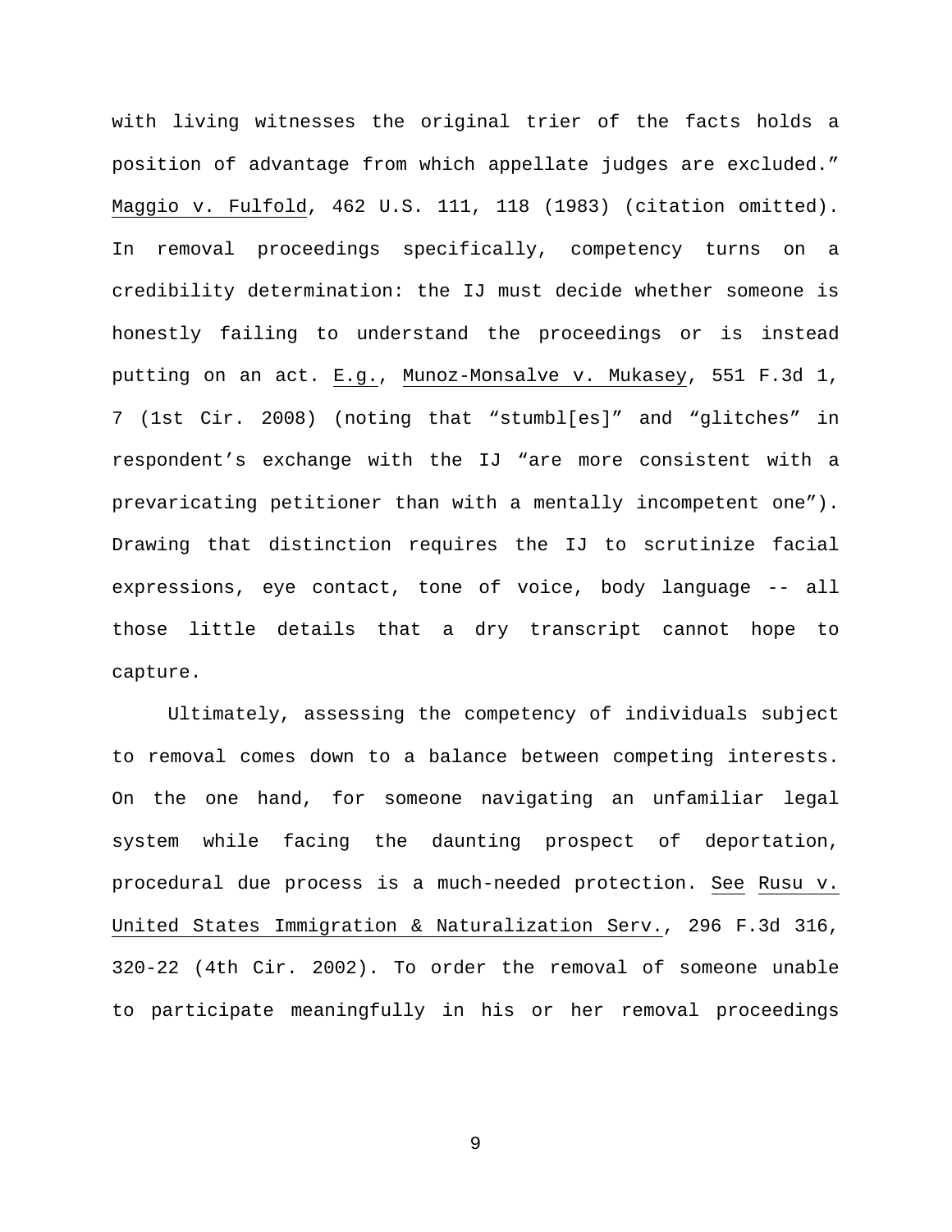with living witnesses the original trier of the facts holds a position of advantage from which appellate judges are excluded." Maggio v. Fulfold, 462 U.S. 111, 118 (1983) (citation omitted). In removal proceedings specifically, competency turns on a credibility determination: the IJ must decide whether someone is honestly failing to understand the proceedings or is instead putting on an act. E.g., Munoz-Monsalve v. Mukasey, 551 F.3d 1, 7 (1st Cir. 2008) (noting that "stumbl[es]" and "glitches" in respondent's exchange with the IJ "are more consistent with a prevaricating petitioner than with a mentally incompetent one"). Drawing that distinction requires the IJ to scrutinize facial expressions, eye contact, tone of voice, body language -- all those little details that a dry transcript cannot hope to capture.

Ultimately, assessing the competency of individuals subject to removal comes down to a balance between competing interests. On the one hand, for someone navigating an unfamiliar legal system while facing the daunting prospect of deportation, procedural due process is a much-needed protection. See Rusu v. United States Immigration & Naturalization Serv., 296 F.3d 316, 320-22 (4th Cir. 2002). To order the removal of someone unable to participate meaningfully in his or her removal proceedings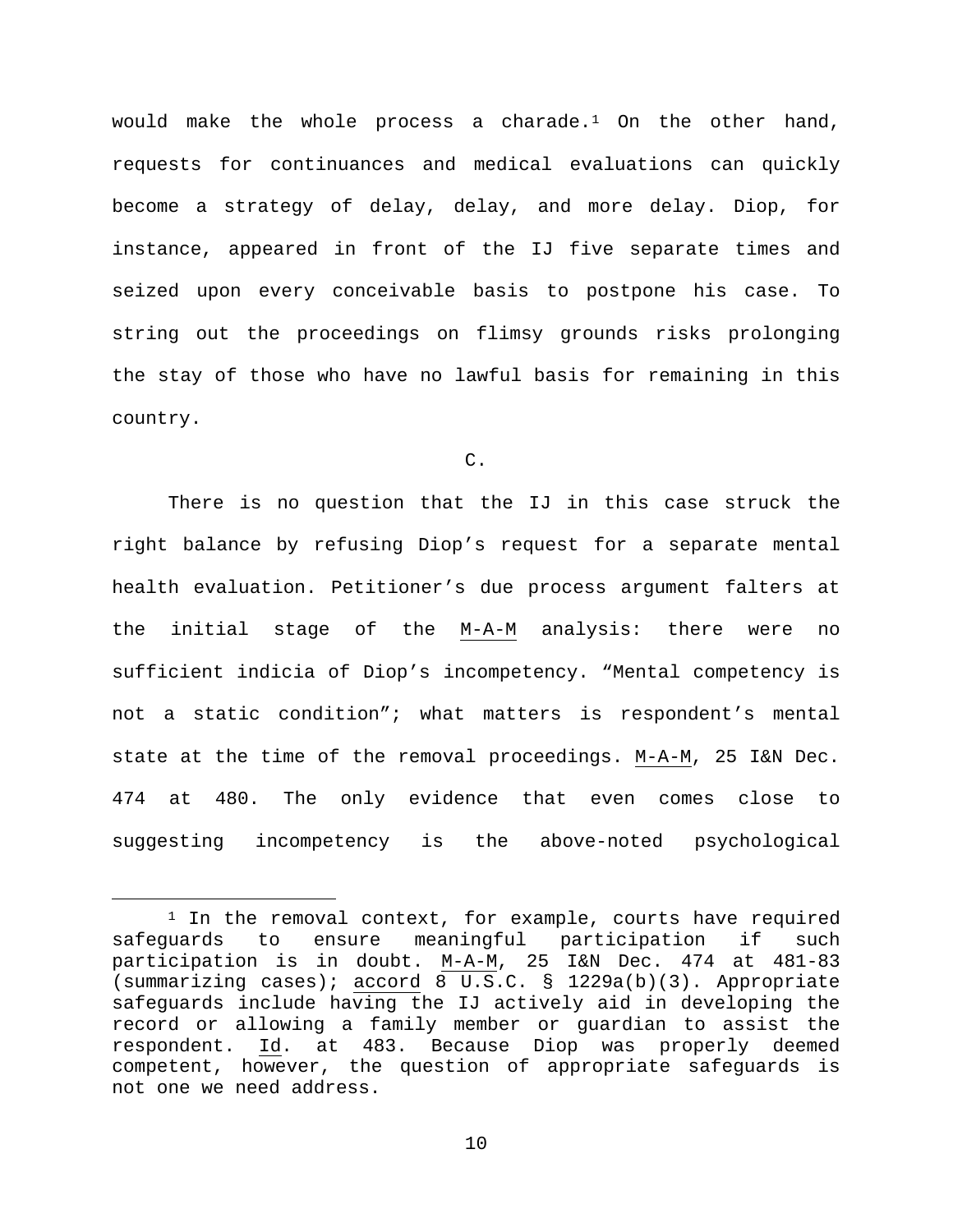would make the whole process a charade.[1] On the other hand, requests for continuances and medical evaluations can quickly become a strategy of delay, delay, and more delay. Diop, for instance, appeared in front of the IJ five separate times and seized upon every conceivable basis to postpone his case. To string out the proceedings on flimsy grounds risks prolonging the stay of those who have no lawful basis for remaining in this country.

C.

There is no question that the IJ in this case struck the right balance by refusing Diop's request for a separate mental health evaluation. Petitioner's due process argument falters at the initial stage of the M-A-M analysis: there were no sufficient indicia of Diop's incompetency. "Mental competency is not a static condition"; what matters is respondent's mental state at the time of the removal proceedings. M-A-M, 25 I&N Dec. 474 at 480. The only evidence that even comes close to suggesting incompetency is the above-noted psychological

---

[1] In the removal context, for example, courts have required safeguards to ensure meaningful participation if such participation is in doubt. M-A-M, 25 I&N Dec. 474 at 481-83 (summarizing cases); accord 8 U.S.C. § 1229a(b)(3). Appropriate safeguards include having the IJ actively aid in developing the record or allowing a family member or guardian to assist the respondent. Id. at 483. Because Diop was properly deemed competent, however, the question of appropriate safeguards is not one we need address.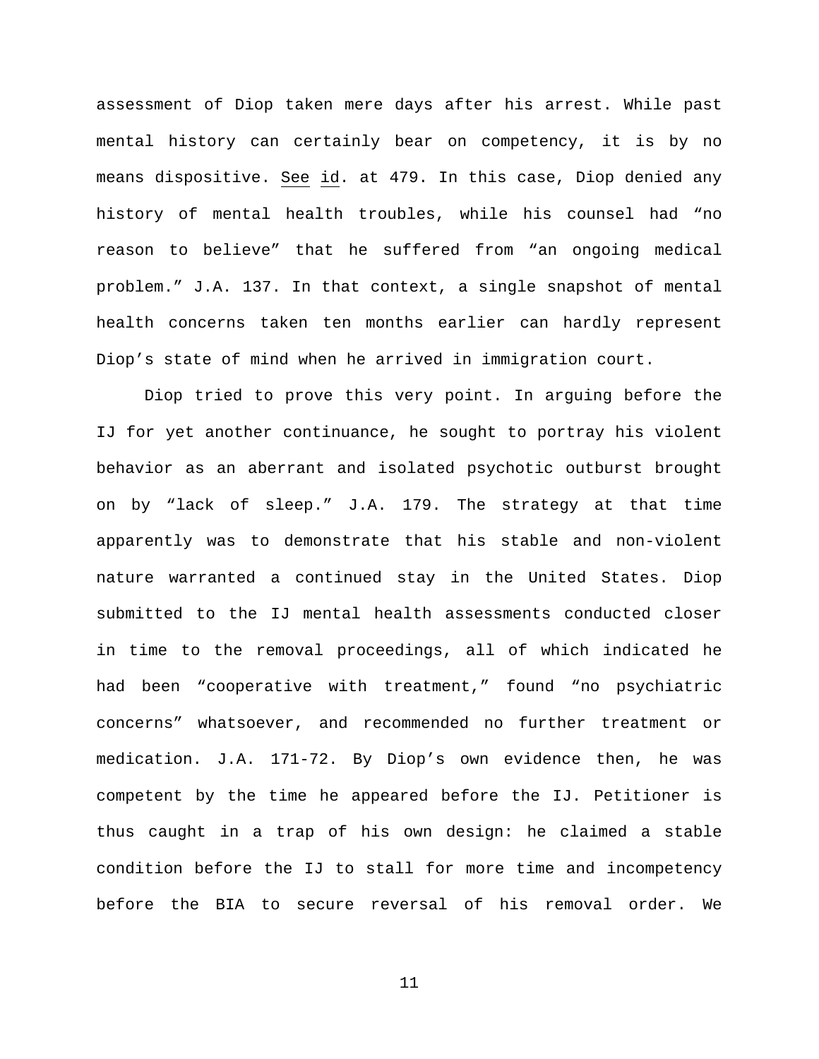assessment of Diop taken mere days after his arrest. While past mental history can certainly bear on competency, it is by no means dispositive. See id. at 479. In this case, Diop denied any history of mental health troubles, while his counsel had "no reason to believe" that he suffered from "an ongoing medical problem." J.A. 137. In that context, a single snapshot of mental health concerns taken ten months earlier can hardly represent Diop's state of mind when he arrived in immigration court.

Diop tried to prove this very point. In arguing before the IJ for yet another continuance, he sought to portray his violent behavior as an aberrant and isolated psychotic outburst brought on by "lack of sleep." J.A. 179. The strategy at that time apparently was to demonstrate that his stable and non-violent nature warranted a continued stay in the United States. Diop submitted to the IJ mental health assessments conducted closer in time to the removal proceedings, all of which indicated he had been "cooperative with treatment," found "no psychiatric concerns" whatsoever, and recommended no further treatment or medication. J.A. 171-72. By Diop's own evidence then, he was competent by the time he appeared before the IJ. Petitioner is thus caught in a trap of his own design: he claimed a stable condition before the IJ to stall for more time and incompetency before the BIA to secure reversal of his removal order. We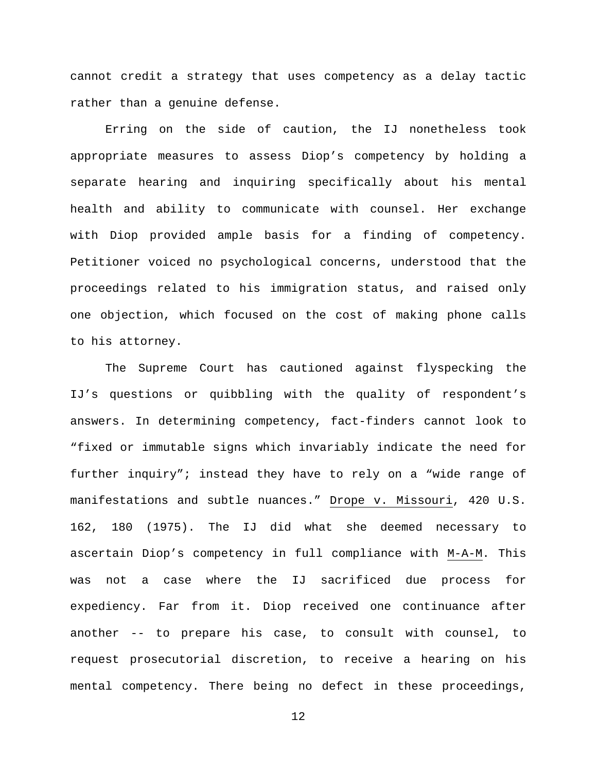cannot credit a strategy that uses competency as a delay tactic rather than a genuine defense.

Erring on the side of caution, the IJ nonetheless took appropriate measures to assess Diop's competency by holding a separate hearing and inquiring specifically about his mental health and ability to communicate with counsel. Her exchange with Diop provided ample basis for a finding of competency. Petitioner voiced no psychological concerns, understood that the proceedings related to his immigration status, and raised only one objection, which focused on the cost of making phone calls to his attorney.

The Supreme Court has cautioned against flyspecking the IJ's questions or quibbling with the quality of respondent's answers. In determining competency, fact-finders cannot look to "fixed or immutable signs which invariably indicate the need for further inquiry"; instead they have to rely on a "wide range of manifestations and subtle nuances." Drope v. Missouri, 420 U.S. 162, 180 (1975). The IJ did what she deemed necessary to ascertain Diop's competency in full compliance with M-A-M. This was not a case where the IJ sacrificed due process for expediency. Far from it. Diop received one continuance after another -- to prepare his case, to consult with counsel, to request prosecutorial discretion, to receive a hearing on his mental competency. There being no defect in these proceedings,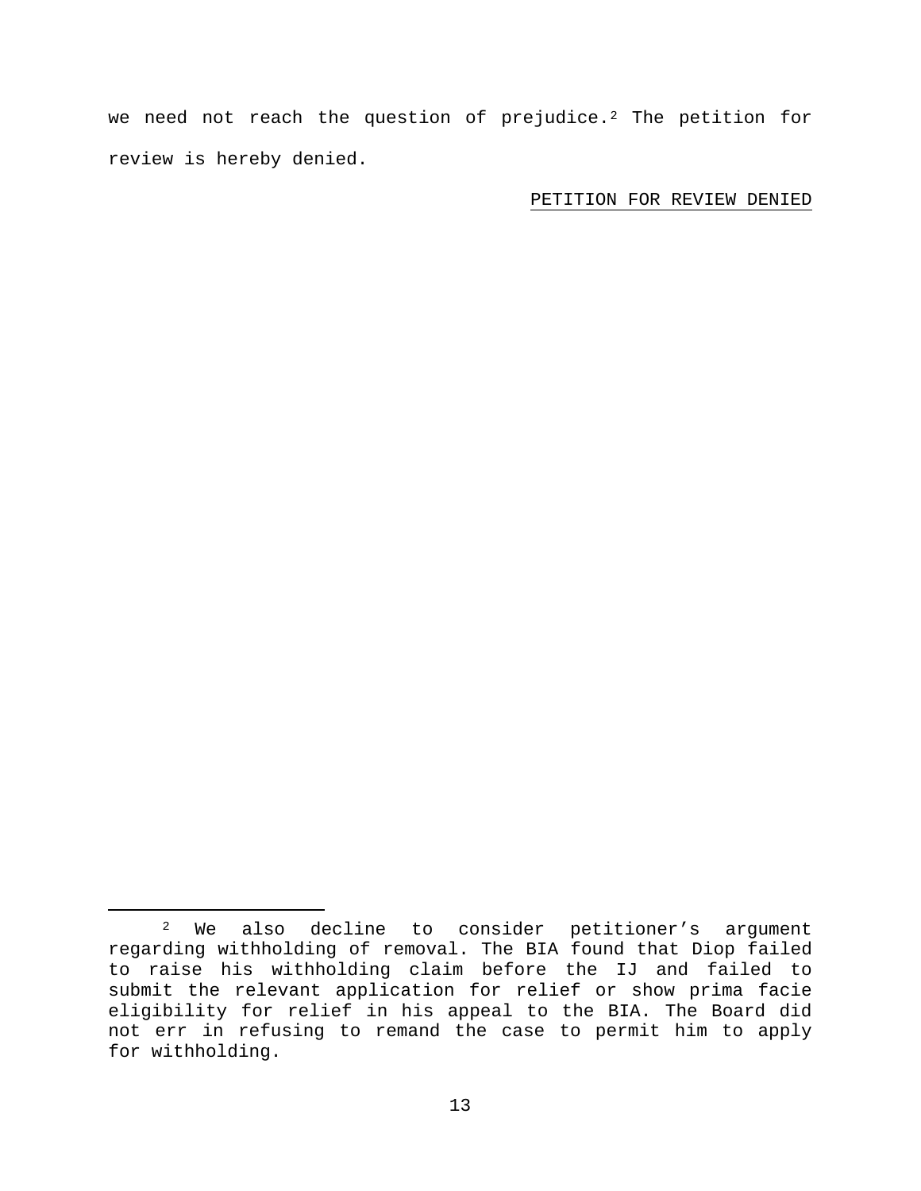we need not reach the question of prejudice.[2] The petition for review is hereby denied.

PETITION FOR REVIEW DENIED

[2] We also decline to consider petitioner's argument regarding withholding of removal. The BIA found that Diop failed to raise his withholding claim before the IJ and failed to submit the relevant application for relief or show prima facie eligibility for relief in his appeal to the BIA. The Board did not err in refusing to remand the case to permit him to apply for withholding.